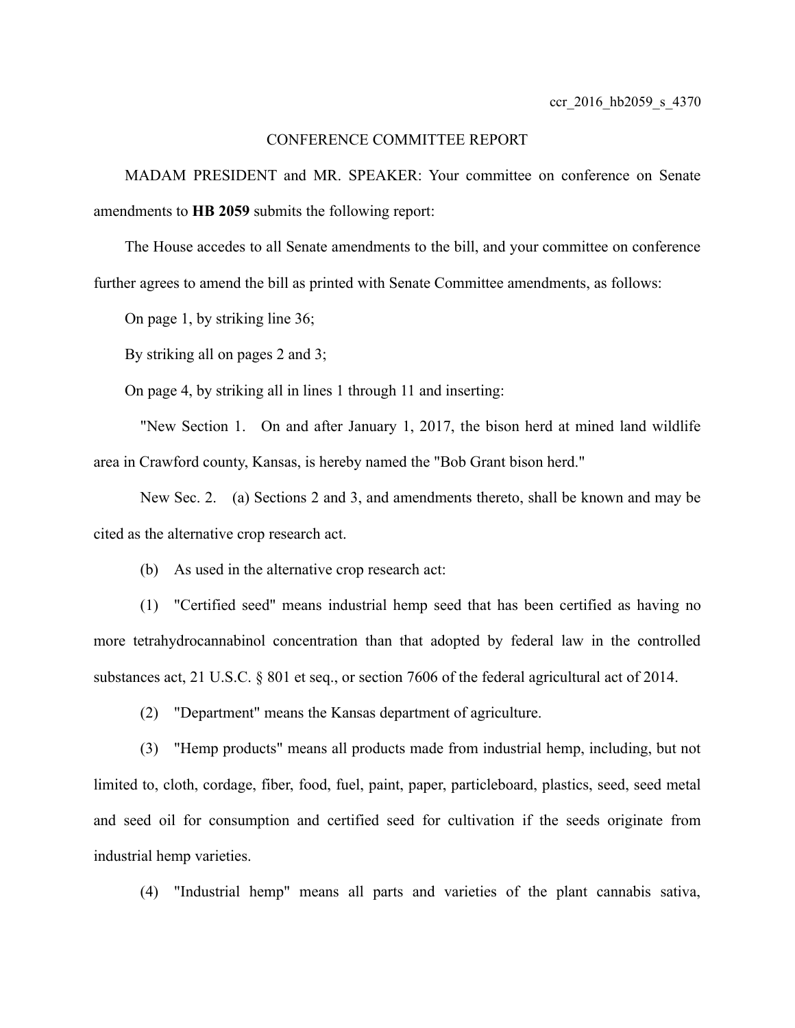ccr_2016_hb2059_s_4370

# CONFERENCE COMMITTEE REPORT

MADAM PRESIDENT and MR. SPEAKER: Your committee on conference on Senate amendments to **HB 2059** submits the following report:

The House accedes to all Senate amendments to the bill, and your committee on conference further agrees to amend the bill as printed with Senate Committee amendments, as follows:

On page 1, by striking line 36;

By striking all on pages 2 and 3;

On page 4, by striking all in lines 1 through 11 and inserting:

"New Section 1. On and after January 1, 2017, the bison herd at mined land wildlife area in Crawford county, Kansas, is hereby named the "Bob Grant bison herd."

New Sec. 2. (a) Sections 2 and 3, and amendments thereto, shall be known and may be cited as the alternative crop research act.

(b) As used in the alternative crop research act:

(1) "Certified seed" means industrial hemp seed that has been certified as having no more tetrahydrocannabinol concentration than that adopted by federal law in the controlled substances act, 21 U.S.C. § 801 et seq., or section 7606 of the federal agricultural act of 2014.

(2) "Department" means the Kansas department of agriculture.

(3) "Hemp products" means all products made from industrial hemp, including, but not limited to, cloth, cordage, fiber, food, fuel, paint, paper, particleboard, plastics, seed, seed metal and seed oil for consumption and certified seed for cultivation if the seeds originate from industrial hemp varieties.

(4) "Industrial hemp" means all parts and varieties of the plant cannabis sativa,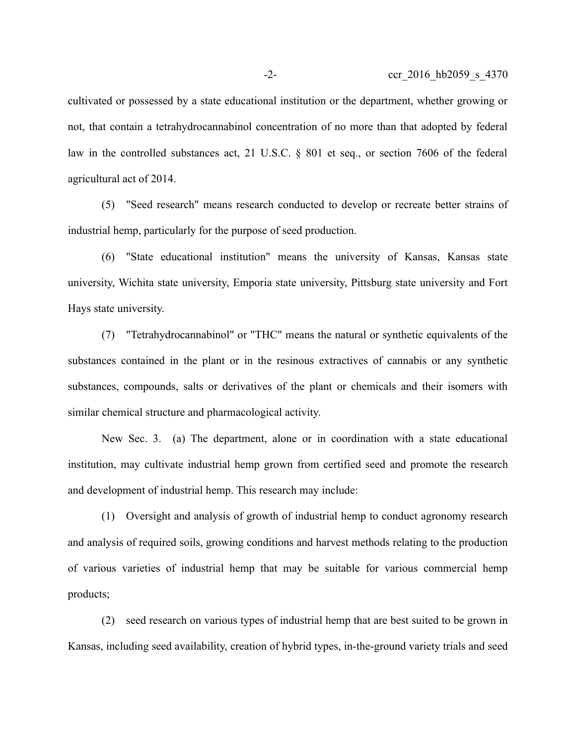cultivated or possessed by a state educational institution or the department, whether growing or not, that contain a tetrahydrocannabinol concentration of no more than that adopted by federal law in the controlled substances act, 21 U.S.C. § 801 et seq., or section 7606 of the federal agricultural act of 2014.

(5) "Seed research" means research conducted to develop or recreate better strains of industrial hemp, particularly for the purpose of seed production.

(6) "State educational institution" means the university of Kansas, Kansas state university, Wichita state university, Emporia state university, Pittsburg state university and Fort Hays state university.

(7) "Tetrahydrocannabinol" or "THC" means the natural or synthetic equivalents of the substances contained in the plant or in the resinous extractives of cannabis or any synthetic substances, compounds, salts or derivatives of the plant or chemicals and their isomers with similar chemical structure and pharmacological activity.

New Sec. 3. (a) The department, alone or in coordination with a state educational institution, may cultivate industrial hemp grown from certified seed and promote the research and development of industrial hemp. This research may include:

(1) Oversight and analysis of growth of industrial hemp to conduct agronomy research and analysis of required soils, growing conditions and harvest methods relating to the production of various varieties of industrial hemp that may be suitable for various commercial hemp products;

(2) seed research on various types of industrial hemp that are best suited to be grown in Kansas, including seed availability, creation of hybrid types, in-the-ground variety trials and seed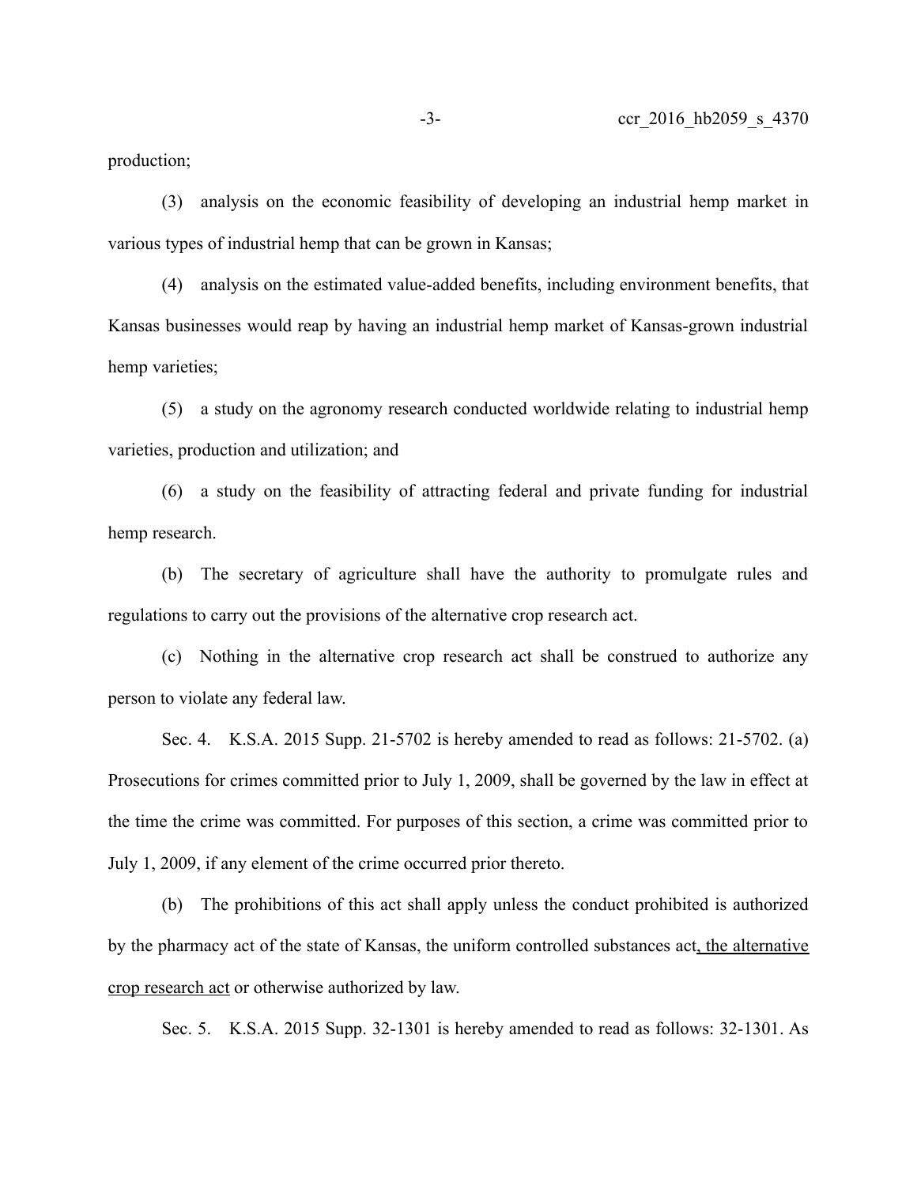production;

(3) analysis on the economic feasibility of developing an industrial hemp market in various types of industrial hemp that can be grown in Kansas;

(4) analysis on the estimated value-added benefits, including environment benefits, that Kansas businesses would reap by having an industrial hemp market of Kansas-grown industrial hemp varieties;

(5) a study on the agronomy research conducted worldwide relating to industrial hemp varieties, production and utilization; and

(6) a study on the feasibility of attracting federal and private funding for industrial hemp research.

(b) The secretary of agriculture shall have the authority to promulgate rules and regulations to carry out the provisions of the alternative crop research act.

(c) Nothing in the alternative crop research act shall be construed to authorize any person to violate any federal law.

Sec. 4. K.S.A. 2015 Supp. 21-5702 is hereby amended to read as follows: 21-5702. (a) Prosecutions for crimes committed prior to July 1, 2009, shall be governed by the law in effect at the time the crime was committed. For purposes of this section, a crime was committed prior to July 1, 2009, if any element of the crime occurred prior thereto.

(b) The prohibitions of this act shall apply unless the conduct prohibited is authorized by the pharmacy act of the state of Kansas, the uniform controlled substances act<u>, the alternative crop research act</u> or otherwise authorized by law.

Sec. 5. K.S.A. 2015 Supp. 32-1301 is hereby amended to read as follows: 32-1301. As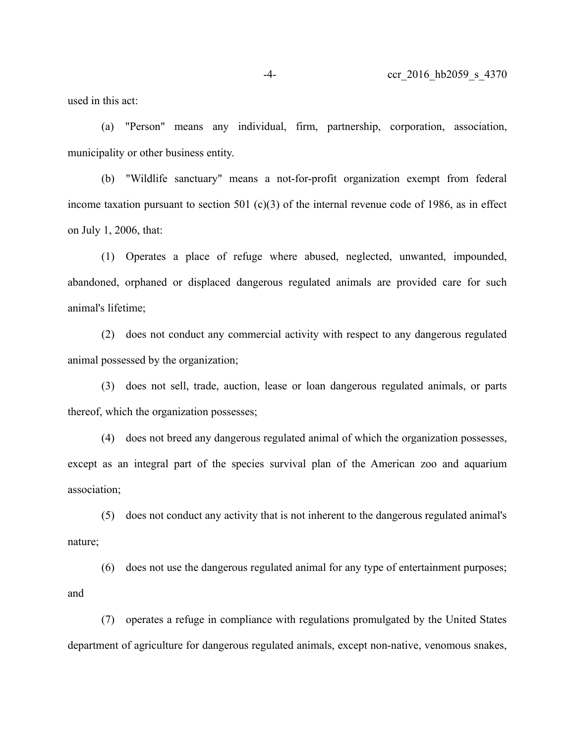used in this act:

(a) "Person" means any individual, firm, partnership, corporation, association, municipality or other business entity.

(b) "Wildlife sanctuary" means a not-for-profit organization exempt from federal income taxation pursuant to section 501 (c)(3) of the internal revenue code of 1986, as in effect on July 1, 2006, that:

(1) Operates a place of refuge where abused, neglected, unwanted, impounded, abandoned, orphaned or displaced dangerous regulated animals are provided care for such animal's lifetime;

(2) does not conduct any commercial activity with respect to any dangerous regulated animal possessed by the organization;

(3) does not sell, trade, auction, lease or loan dangerous regulated animals, or parts thereof, which the organization possesses;

(4) does not breed any dangerous regulated animal of which the organization possesses, except as an integral part of the species survival plan of the American zoo and aquarium association;

(5) does not conduct any activity that is not inherent to the dangerous regulated animal's nature;

(6) does not use the dangerous regulated animal for any type of entertainment purposes; and

(7) operates a refuge in compliance with regulations promulgated by the United States department of agriculture for dangerous regulated animals, except non-native, venomous snakes,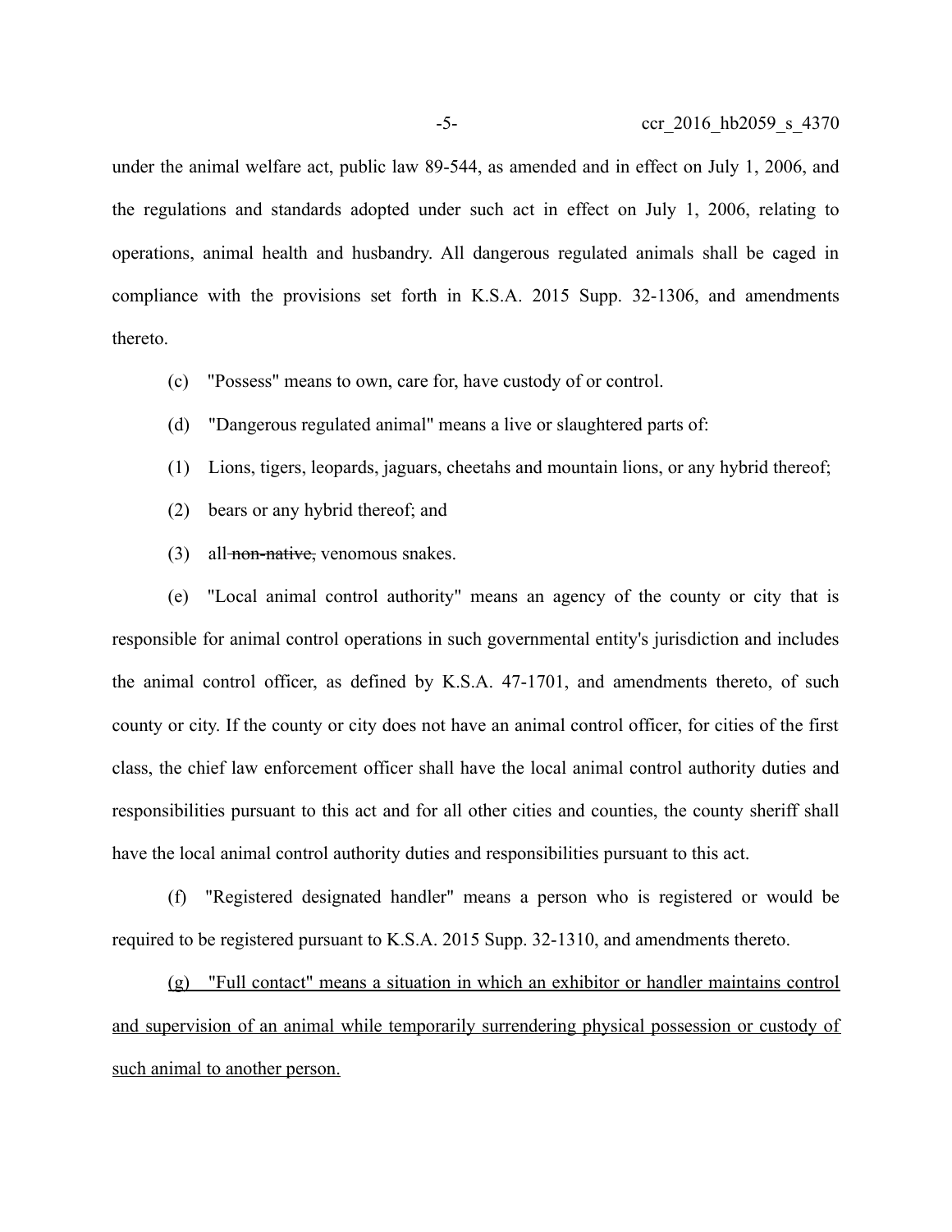under the animal welfare act, public law 89-544, as amended and in effect on July 1, 2006, and the regulations and standards adopted under such act in effect on July 1, 2006, relating to operations, animal health and husbandry. All dangerous regulated animals shall be caged in compliance with the provisions set forth in K.S.A. 2015 Supp. 32-1306, and amendments thereto.

(c) "Possess" means to own, care for, have custody of or control.

(d) "Dangerous regulated animal" means a live or slaughtered parts of:

(1) Lions, tigers, leopards, jaguars, cheetahs and mountain lions, or any hybrid thereof;

(2) bears or any hybrid thereof; and

(3) all ~~non-native,~~ venomous snakes.

(e) "Local animal control authority" means an agency of the county or city that is responsible for animal control operations in such governmental entity's jurisdiction and includes the animal control officer, as defined by K.S.A. 47-1701, and amendments thereto, of such county or city. If the county or city does not have an animal control officer, for cities of the first class, the chief law enforcement officer shall have the local animal control authority duties and responsibilities pursuant to this act and for all other cities and counties, the county sheriff shall have the local animal control authority duties and responsibilities pursuant to this act.

(f) "Registered designated handler" means a person who is registered or would be required to be registered pursuant to K.S.A. 2015 Supp. 32-1310, and amendments thereto.

<u>(g) "Full contact" means a situation in which an exhibitor or handler maintains control and supervision of an animal while temporarily surrendering physical possession or custody of such animal to another person.</u>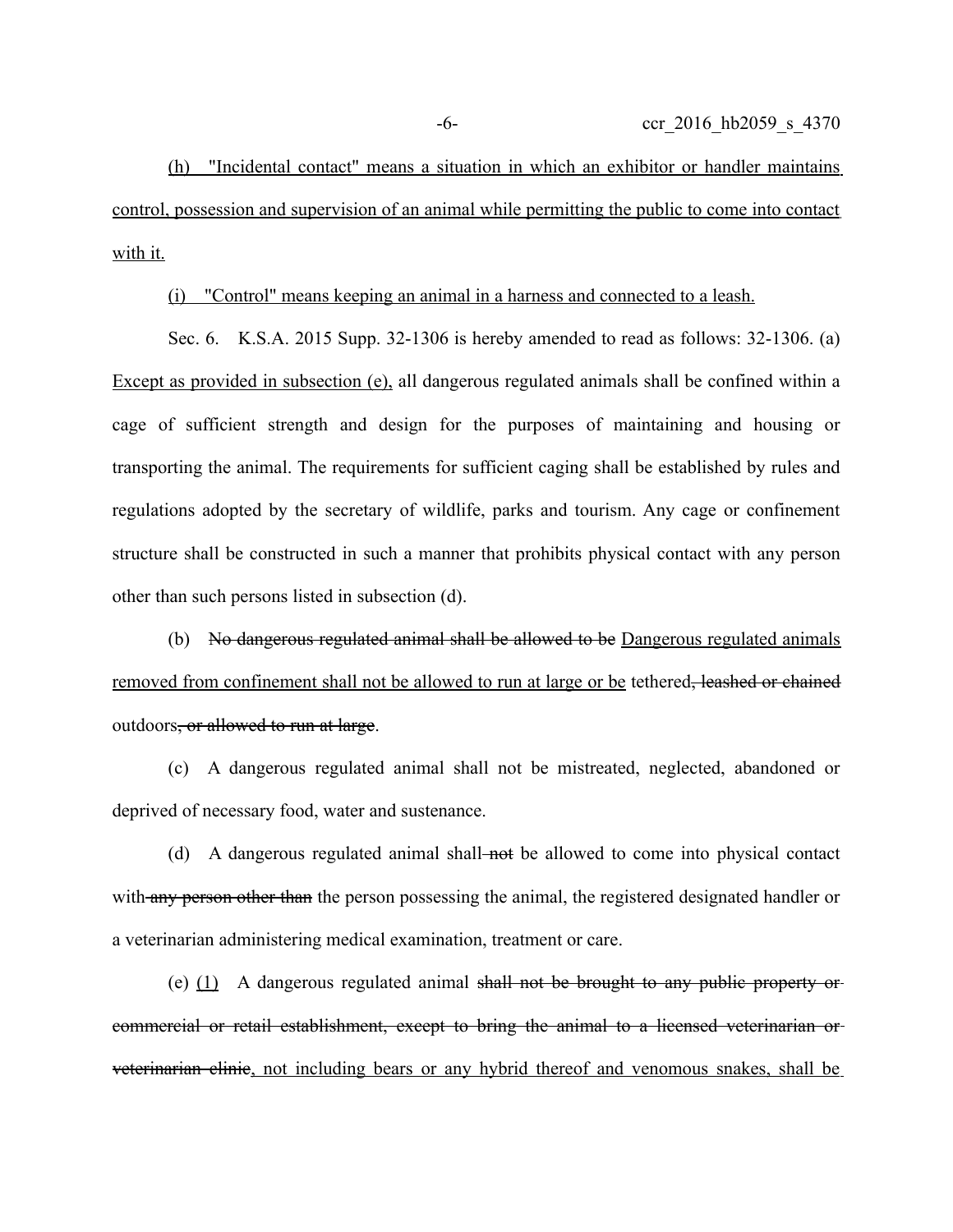(h) "Incidental contact" means a situation in which an exhibitor or handler maintains control, possession and supervision of an animal while permitting the public to come into contact with it.

(i) "Control" means keeping an animal in a harness and connected to a leash.

Sec. 6. K.S.A. 2015 Supp. 32-1306 is hereby amended to read as follows: 32-1306. (a) Except as provided in subsection (e), all dangerous regulated animals shall be confined within a cage of sufficient strength and design for the purposes of maintaining and housing or transporting the animal. The requirements for sufficient caging shall be established by rules and regulations adopted by the secretary of wildlife, parks and tourism. Any cage or confinement structure shall be constructed in such a manner that prohibits physical contact with any person other than such persons listed in subsection (d).

(b) ~~No dangerous regulated animal shall be allowed to be~~ Dangerous regulated animals removed from confinement shall not be allowed to run at large or be tethered~~, leashed or chained~~ outdoors~~, or allowed to run at large~~.

(c) A dangerous regulated animal shall not be mistreated, neglected, abandoned or deprived of necessary food, water and sustenance.

(d) A dangerous regulated animal shall ~~not~~ be allowed to come into physical contact with ~~any person other than~~ the person possessing the animal, the registered designated handler or a veterinarian administering medical examination, treatment or care.

(e) (1) A dangerous regulated animal ~~shall not be brought to any public property or commercial or retail establishment, except to bring the animal to a licensed veterinarian or veterinarian clinic~~, not including bears or any hybrid thereof and venomous snakes, shall be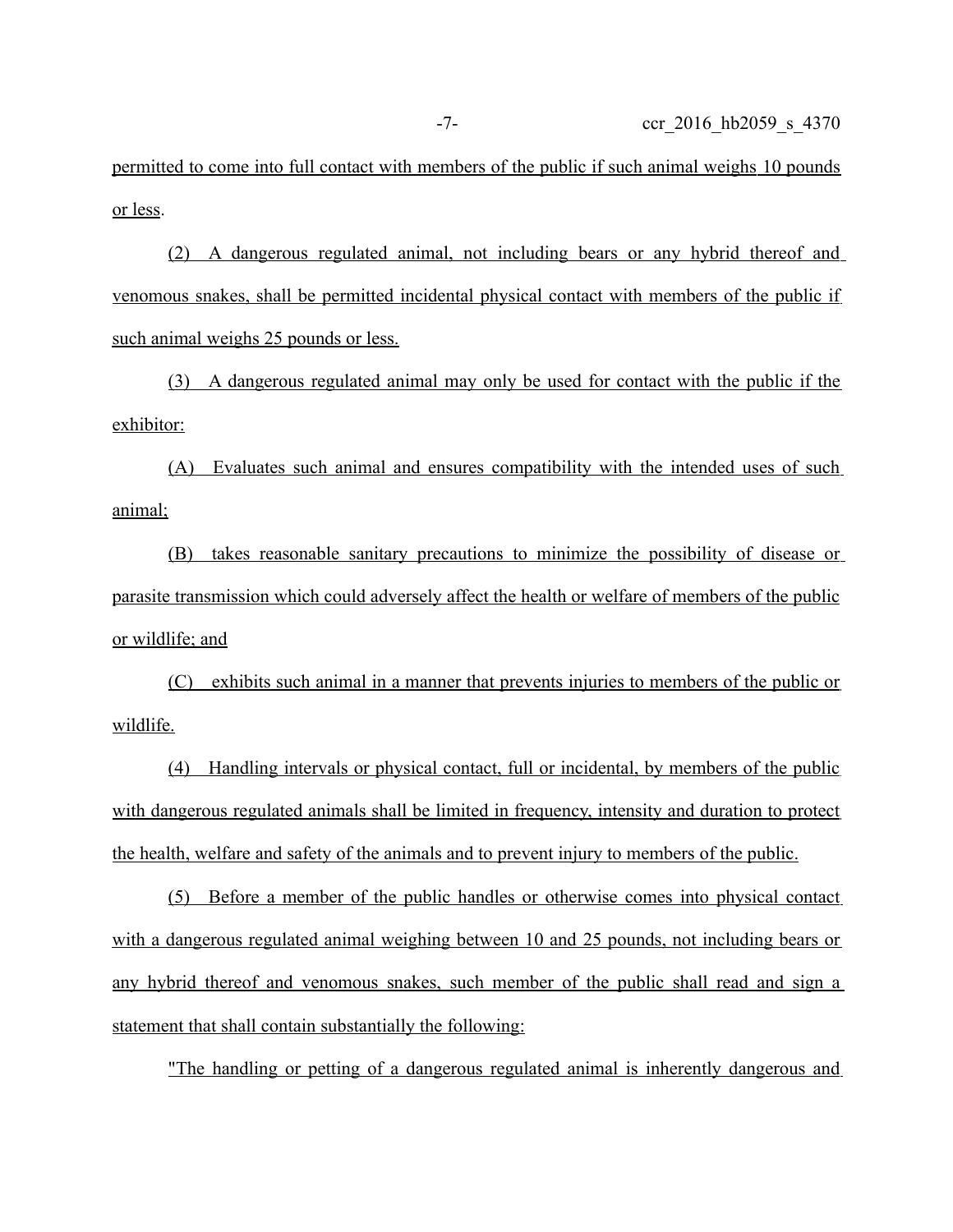permitted to come into full contact with members of the public if such animal weighs 10 pounds or less.

(2) A dangerous regulated animal, not including bears or any hybrid thereof and venomous snakes, shall be permitted incidental physical contact with members of the public if such animal weighs 25 pounds or less.

(3) A dangerous regulated animal may only be used for contact with the public if the exhibitor:

(A) Evaluates such animal and ensures compatibility with the intended uses of such animal;

(B) takes reasonable sanitary precautions to minimize the possibility of disease or parasite transmission which could adversely affect the health or welfare of members of the public or wildlife; and

(C) exhibits such animal in a manner that prevents injuries to members of the public or wildlife.

(4) Handling intervals or physical contact, full or incidental, by members of the public with dangerous regulated animals shall be limited in frequency, intensity and duration to protect the health, welfare and safety of the animals and to prevent injury to members of the public.

(5) Before a member of the public handles or otherwise comes into physical contact with a dangerous regulated animal weighing between 10 and 25 pounds, not including bears or any hybrid thereof and venomous snakes, such member of the public shall read and sign a statement that shall contain substantially the following:

"The handling or petting of a dangerous regulated animal is inherently dangerous and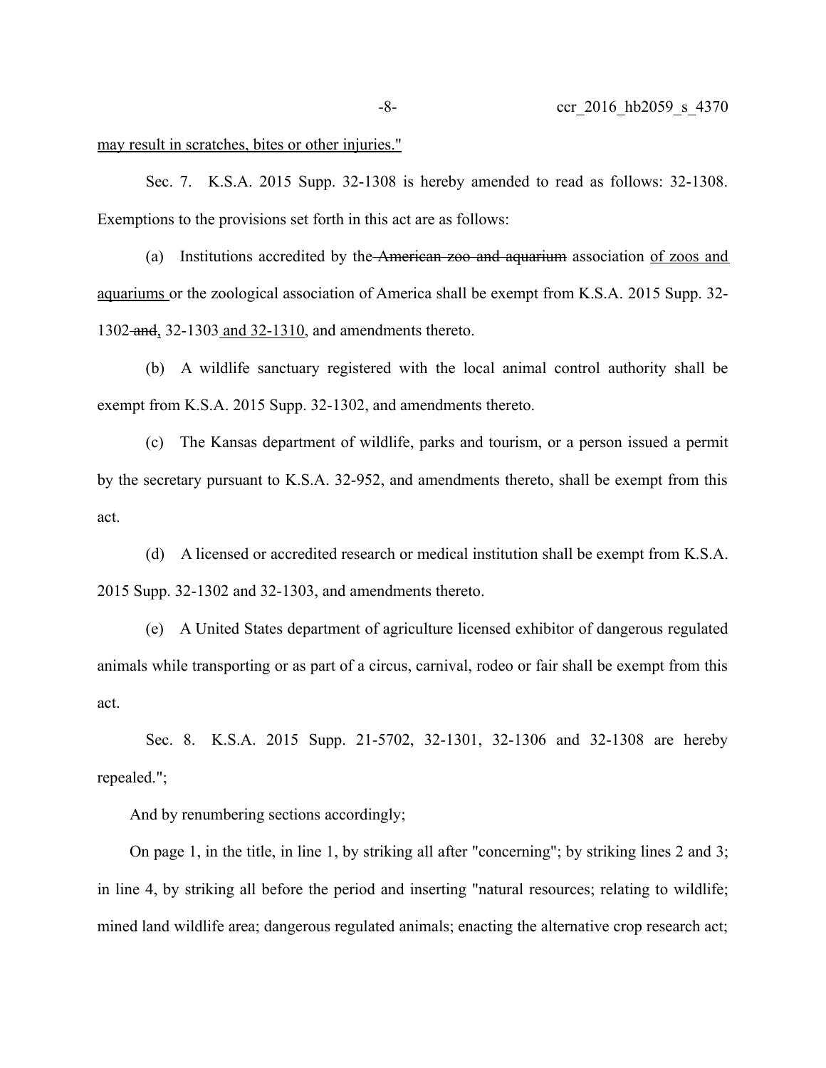<u>may result in scratches, bites or other injuries."</u>

Sec. 7. K.S.A. 2015 Supp. 32-1308 is hereby amended to read as follows: 32-1308. Exemptions to the provisions set forth in this act are as follows:

(a) Institutions accredited by the ~~American zoo and aquarium~~ association <u>of zoos and aquariums</u> or the zoological association of America shall be exempt from K.S.A. 2015 Supp. 32-1302 ~~and~~<u>,</u> 32-1303 <u>and 32-1310</u>, and amendments thereto.

(b) A wildlife sanctuary registered with the local animal control authority shall be exempt from K.S.A. 2015 Supp. 32-1302, and amendments thereto.

(c) The Kansas department of wildlife, parks and tourism, or a person issued a permit by the secretary pursuant to K.S.A. 32-952, and amendments thereto, shall be exempt from this act.

(d) A licensed or accredited research or medical institution shall be exempt from K.S.A. 2015 Supp. 32-1302 and 32-1303, and amendments thereto.

(e) A United States department of agriculture licensed exhibitor of dangerous regulated animals while transporting or as part of a circus, carnival, rodeo or fair shall be exempt from this act.

Sec. 8. K.S.A. 2015 Supp. 21-5702, 32-1301, 32-1306 and 32-1308 are hereby repealed.";

And by renumbering sections accordingly;

On page 1, in the title, in line 1, by striking all after "concerning"; by striking lines 2 and 3; in line 4, by striking all before the period and inserting "natural resources; relating to wildlife; mined land wildlife area; dangerous regulated animals; enacting the alternative crop research act;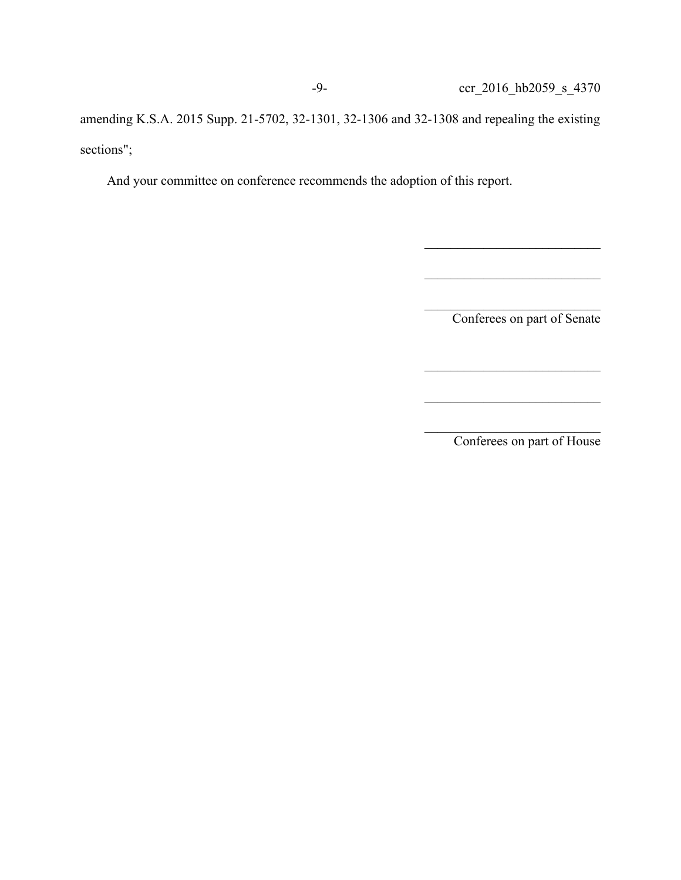amending K.S.A. 2015 Supp. 21-5702, 32-1301, 32-1306 and 32-1308 and repealing the existing sections";

And your committee on conference recommends the adoption of this report.

\_\_\_\_\_\_\_\_\_\_\_\_\_\_\_\_\_\_\_\_\_\_\_\_\_\_\_

\_\_\_\_\_\_\_\_\_\_\_\_\_\_\_\_\_\_\_\_\_\_\_\_\_\_\_

\_\_\_\_\_\_\_\_\_\_\_\_\_\_\_\_\_\_\_\_\_\_\_\_\_\_\_

Conferees on part of Senate

\_\_\_\_\_\_\_\_\_\_\_\_\_\_\_\_\_\_\_\_\_\_\_\_\_\_\_

\_\_\_\_\_\_\_\_\_\_\_\_\_\_\_\_\_\_\_\_\_\_\_\_\_\_\_

\_\_\_\_\_\_\_\_\_\_\_\_\_\_\_\_\_\_\_\_\_\_\_\_\_\_\_

Conferees on part of House